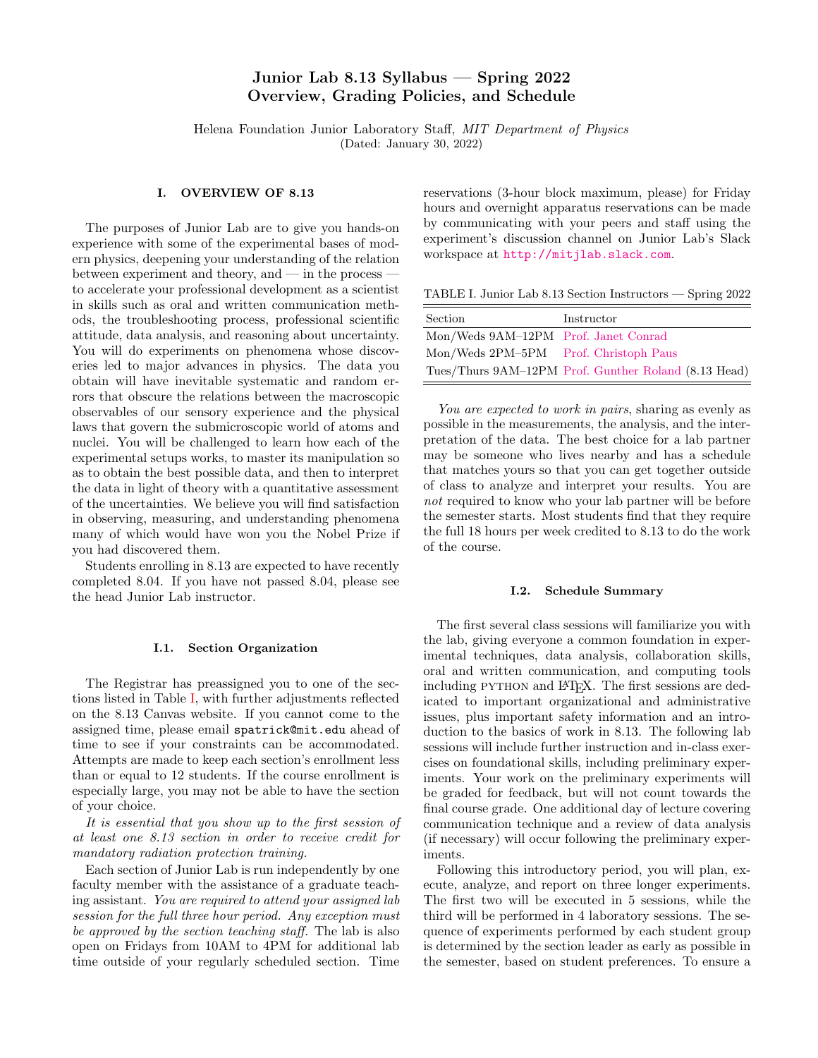# Junior Lab 8.13 Syllabus — Spring 2022
# Overview, Grading Policies, and Schedule

Helena Foundation Junior Laboratory Staff, *MIT Department of Physics*
(Dated: January 30, 2022)

## I. OVERVIEW OF 8.13

The purposes of Junior Lab are to give you hands-on experience with some of the experimental bases of modern physics, deepening your understanding of the relation between experiment and theory, and — in the process — to accelerate your professional development as a scientist in skills such as oral and written communication methods, the troubleshooting process, professional scientific attitude, data analysis, and reasoning about uncertainty. You will do experiments on phenomena whose discoveries led to major advances in physics. The data you obtain will have inevitable systematic and random errors that obscure the relations between the macroscopic observables of our sensory experience and the physical laws that govern the submicroscopic world of atoms and nuclei. You will be challenged to learn how each of the experimental setups works, to master its manipulation so as to obtain the best possible data, and then to interpret the data in light of theory with a quantitative assessment of the uncertainties. We believe you will find satisfaction in observing, measuring, and understanding phenomena many of which would have won you the Nobel Prize if you had discovered them.

Students enrolling in 8.13 are expected to have recently completed 8.04. If you have not passed 8.04, please see the head Junior Lab instructor.

### I.1. Section Organization

The Registrar has preassigned you to one of the sections listed in Table I, with further adjustments reflected on the 8.13 Canvas website. If you cannot come to the assigned time, please email `spatrick@mit.edu` ahead of time to see if your constraints can be accommodated. Attempts are made to keep each section's enrollment less than or equal to 12 students. If the course enrollment is especially large, you may not be able to have the section of your choice.

*It is essential that you show up to the first session of at least one 8.13 section in order to receive credit for mandatory radiation protection training.*

Each section of Junior Lab is run independently by one faculty member with the assistance of a graduate teaching assistant. *You are required to attend your assigned lab session for the full three hour period. Any exception must be approved by the section teaching staff.* The lab is also open on Fridays from 10AM to 4PM for additional lab time outside of your regularly scheduled section. Time reservations (3-hour block maximum, please) for Friday hours and overnight apparatus reservations can be made by communicating with your peers and staff using the experiment's discussion channel on Junior Lab's Slack workspace at http://mitjlab.slack.com.

TABLE I. Junior Lab 8.13 Section Instructors — Spring 2022

| Section | Instructor |
|---|---|
| Mon/Weds 9AM–12PM | Prof. Janet Conrad |
| Mon/Weds 2PM–5PM | Prof. Christoph Paus |
| Tues/Thurs 9AM–12PM | Prof. Gunther Roland (8.13 Head) |

*You are expected to work in pairs*, sharing as evenly as possible in the measurements, the analysis, and the interpretation of the data. The best choice for a lab partner may be someone who lives nearby and has a schedule that matches yours so that you can get together outside of class to analyze and interpret your results. You are *not* required to know who your lab partner will be before the semester starts. Most students find that they require the full 18 hours per week credited to 8.13 to do the work of the course.

### I.2. Schedule Summary

The first several class sessions will familiarize you with the lab, giving everyone a common foundation in experimental techniques, data analysis, collaboration skills, oral and written communication, and computing tools including PYTHON and LaTeX. The first sessions are dedicated to important organizational and administrative issues, plus important safety information and an introduction to the basics of work in 8.13. The following lab sessions will include further instruction and in-class exercises on foundational skills, including preliminary experiments. Your work on the preliminary experiments will be graded for feedback, but will not count towards the final course grade. One additional day of lecture covering communication technique and a review of data analysis (if necessary) will occur following the preliminary experiments.

Following this introductory period, you will plan, execute, analyze, and report on three longer experiments. The first two will be executed in 5 sessions, while the third will be performed in 4 laboratory sessions. The sequence of experiments performed by each student group is determined by the section leader as early as possible in the semester, based on student preferences. To ensure a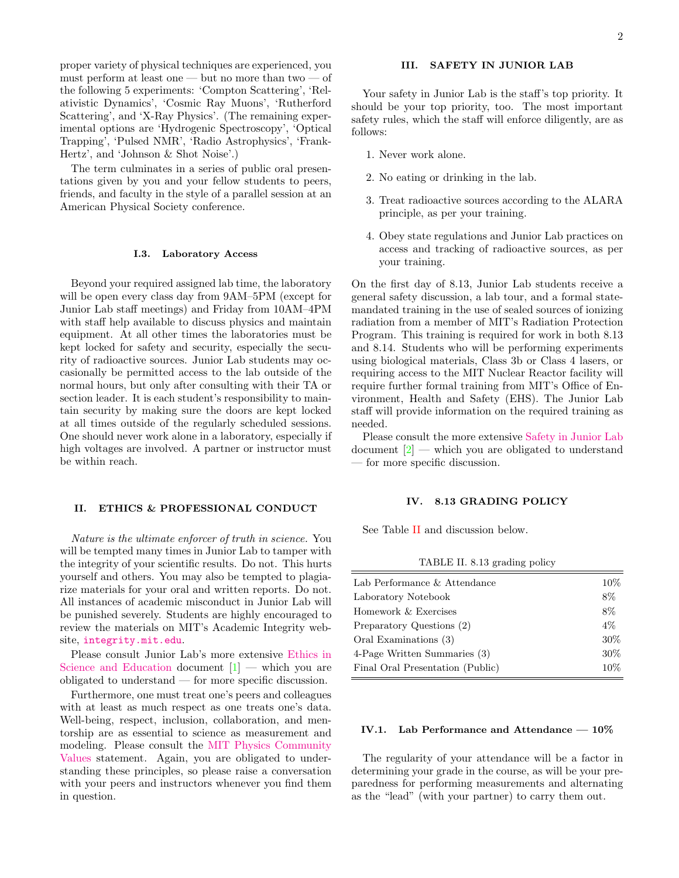proper variety of physical techniques are experienced, you must perform at least one — but no more than two — of the following 5 experiments: 'Compton Scattering', 'Relativistic Dynamics', 'Cosmic Ray Muons', 'Rutherford Scattering', and 'X-Ray Physics'. (The remaining experimental options are 'Hydrogenic Spectroscopy', 'Optical Trapping', 'Pulsed NMR', 'Radio Astrophysics', 'Frank-Hertz', and 'Johnson & Shot Noise'.)

The term culminates in a series of public oral presentations given by you and your fellow students to peers, friends, and faculty in the style of a parallel session at an American Physical Society conference.

### I.3. Laboratory Access

Beyond your required assigned lab time, the laboratory will be open every class day from 9AM–5PM (except for Junior Lab staff meetings) and Friday from 10AM–4PM with staff help available to discuss physics and maintain equipment. At all other times the laboratories must be kept locked for safety and security, especially the security of radioactive sources. Junior Lab students may occasionally be permitted access to the lab outside of the normal hours, but only after consulting with their TA or section leader. It is each student's responsibility to maintain security by making sure the doors are kept locked at all times outside of the regularly scheduled sessions. One should never work alone in a laboratory, especially if high voltages are involved. A partner or instructor must be within reach.

## II. ETHICS & PROFESSIONAL CONDUCT

*Nature is the ultimate enforcer of truth in science.* You will be tempted many times in Junior Lab to tamper with the integrity of your scientific results. Do not. This hurts yourself and others. You may also be tempted to plagiarize materials for your oral and written reports. Do not. All instances of academic misconduct in Junior Lab will be punished severely. Students are highly encouraged to review the materials on MIT's Academic Integrity website, `integrity.mit.edu`.

Please consult Junior Lab's more extensive Ethics in Science and Education document [1] — which you are obligated to understand — for more specific discussion.

Furthermore, one must treat one's peers and colleagues with at least as much respect as one treats one's data. Well-being, respect, inclusion, collaboration, and mentorship are as essential to science as measurement and modeling. Please consult the MIT Physics Community Values statement. Again, you are obligated to understanding these principles, so please raise a conversation with your peers and instructors whenever you find them in question.

## III. SAFETY IN JUNIOR LAB

Your safety in Junior Lab is the staff's top priority. It should be your top priority, too. The most important safety rules, which the staff will enforce diligently, are as follows:

1. Never work alone.
2. No eating or drinking in the lab.
3. Treat radioactive sources according to the ALARA principle, as per your training.
4. Obey state regulations and Junior Lab practices on access and tracking of radioactive sources, as per your training.

On the first day of 8.13, Junior Lab students receive a general safety discussion, a lab tour, and a formal state-mandated training in the use of sealed sources of ionizing radiation from a member of MIT's Radiation Protection Program. This training is required for work in both 8.13 and 8.14. Students who will be performing experiments using biological materials, Class 3b or Class 4 lasers, or requiring access to the MIT Nuclear Reactor facility will require further formal training from MIT's Office of Environment, Health and Safety (EHS). The Junior Lab staff will provide information on the required training as needed.

Please consult the more extensive Safety in Junior Lab document [2] — which you are obligated to understand — for more specific discussion.

## IV. 8.13 GRADING POLICY

See Table II and discussion below.

TABLE II. 8.13 grading policy

| Component | Weight |
|---|---|
| Lab Performance & Attendance | 10% |
| Laboratory Notebook | 8% |
| Homework & Exercises | 8% |
| Preparatory Questions (2) | 4% |
| Oral Examinations (3) | 30% |
| 4-Page Written Summaries (3) | 30% |
| Final Oral Presentation (Public) | 10% |

### IV.1. Lab Performance and Attendance — 10%

The regularity of your attendance will be a factor in determining your grade in the course, as will be your preparedness for performing measurements and alternating as the "lead" (with your partner) to carry them out.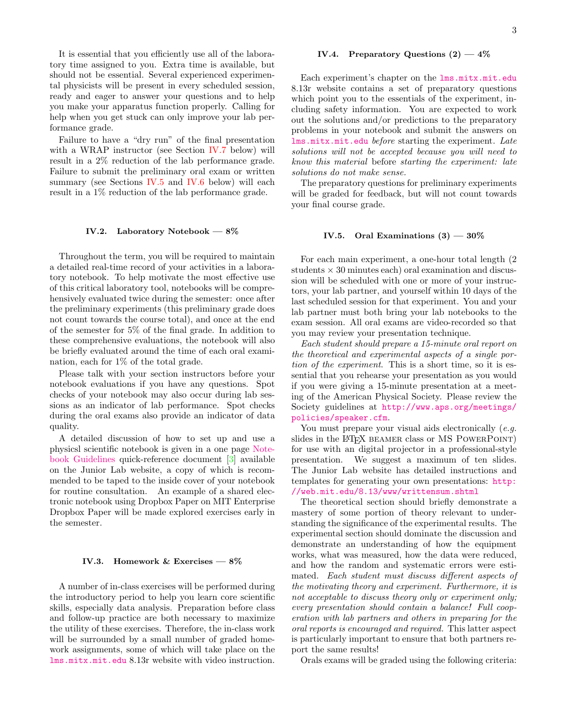It is essential that you efficiently use all of the laboratory time assigned to you. Extra time is available, but should not be essential. Several experienced experimental physicists will be present in every scheduled session, ready and eager to answer your questions and to help you make your apparatus function properly. Calling for help when you get stuck can only improve your lab performance grade.

Failure to have a "dry run" of the final presentation with a WRAP instructor (see Section IV.7 below) will result in a 2% reduction of the lab performance grade. Failure to submit the preliminary oral exam or written summary (see Sections IV.5 and IV.6 below) will each result in a 1% reduction of the lab performance grade.

### IV.2. Laboratory Notebook — 8%

Throughout the term, you will be required to maintain a detailed real-time record of your activities in a laboratory notebook. To help motivate the most effective use of this critical laboratory tool, notebooks will be comprehensively evaluated twice during the semester: once after the preliminary experiments (this preliminary grade does not count towards the course total), and once at the end of the semester for 5% of the final grade. In addition to these comprehensive evaluations, the notebook will also be briefly evaluated around the time of each oral examination, each for 1% of the total grade.

Please talk with your section instructors before your notebook evaluations if you have any questions. Spot checks of your notebook may also occur during lab sessions as an indicator of lab performance. Spot checks during the oral exams also provide an indicator of data quality.

A detailed discussion of how to set up and use a physicsl scientific notebook is given in a one page Notebook Guidelines quick-reference document [3] available on the Junior Lab website, a copy of which is recommended to be taped to the inside cover of your notebook for routine consultation. An example of a shared electronic notebook using Dropbox Paper on MIT Enterprise Dropbox Paper will be made explored exercises early in the semester.

### IV.3. Homework & Exercises — 8%

A number of in-class exercises will be performed during the introductory period to help you learn core scientific skills, especially data analysis. Preparation before class and follow-up practice are both necessary to maximize the utility of these exercises. Therefore, the in-class work will be surrounded by a small number of graded homework assignments, some of which will take place on the lms.mitx.mit.edu 8.13r website with video instruction.

### IV.4. Preparatory Questions (2) — 4%

Each experiment's chapter on the lms.mitx.mit.edu 8.13r website contains a set of preparatory questions which point you to the essentials of the experiment, including safety information. You are expected to work out the solutions and/or predictions to the preparatory problems in your notebook and submit the answers on lms.mitx.mit.edu *before* starting the experiment. *Late solutions will not be accepted because you will need to know this material* before *starting the experiment: late solutions do not make sense.*

The preparatory questions for preliminary experiments will be graded for feedback, but will not count towards your final course grade.

### IV.5. Oral Examinations (3) — 30%

For each main experiment, a one-hour total length (2 students × 30 minutes each) oral examination and discussion will be scheduled with one or more of your instructors, your lab partner, and yourself within 10 days of the last scheduled session for that experiment. You and your lab partner must both bring your lab notebooks to the exam session. All oral exams are video-recorded so that you may review your presentation technique.

*Each student should prepare a 15-minute oral report on the theoretical and experimental aspects of a single portion of the experiment*. This is a short time, so it is essential that you rehearse your presentation as you would if you were giving a 15-minute presentation at a meeting of the American Physical Society. Please review the Society guidelines at http://www.aps.org/meetings/policies/speaker.cfm.

You must prepare your visual aids electronically (*e.g.* slides in the LaTeX BEAMER class or MS POWERPOINT) for use with an digital projector in a professional-style presentation. We suggest a maximum of ten slides. The Junior Lab website has detailed instructions and templates for generating your own presentations: http://web.mit.edu/8.13/www/writtensum.shtml

The theoretical section should briefly demonstrate a mastery of some portion of theory relevant to understanding the significance of the experimental results. The experimental section should dominate the discussion and demonstrate an understanding of how the equipment works, what was measured, how the data were reduced, and how the random and systematic errors were estimated. *Each student must discuss different aspects of the motivating theory and experiment. Furthermore, it is not acceptable to discuss theory only or experiment only; every presentation should contain a balance! Full cooperation with lab partners and others in preparing for the oral reports is encouraged and required.* This latter aspect is particularly important to ensure that both partners report the same results!

Orals exams will be graded using the following criteria: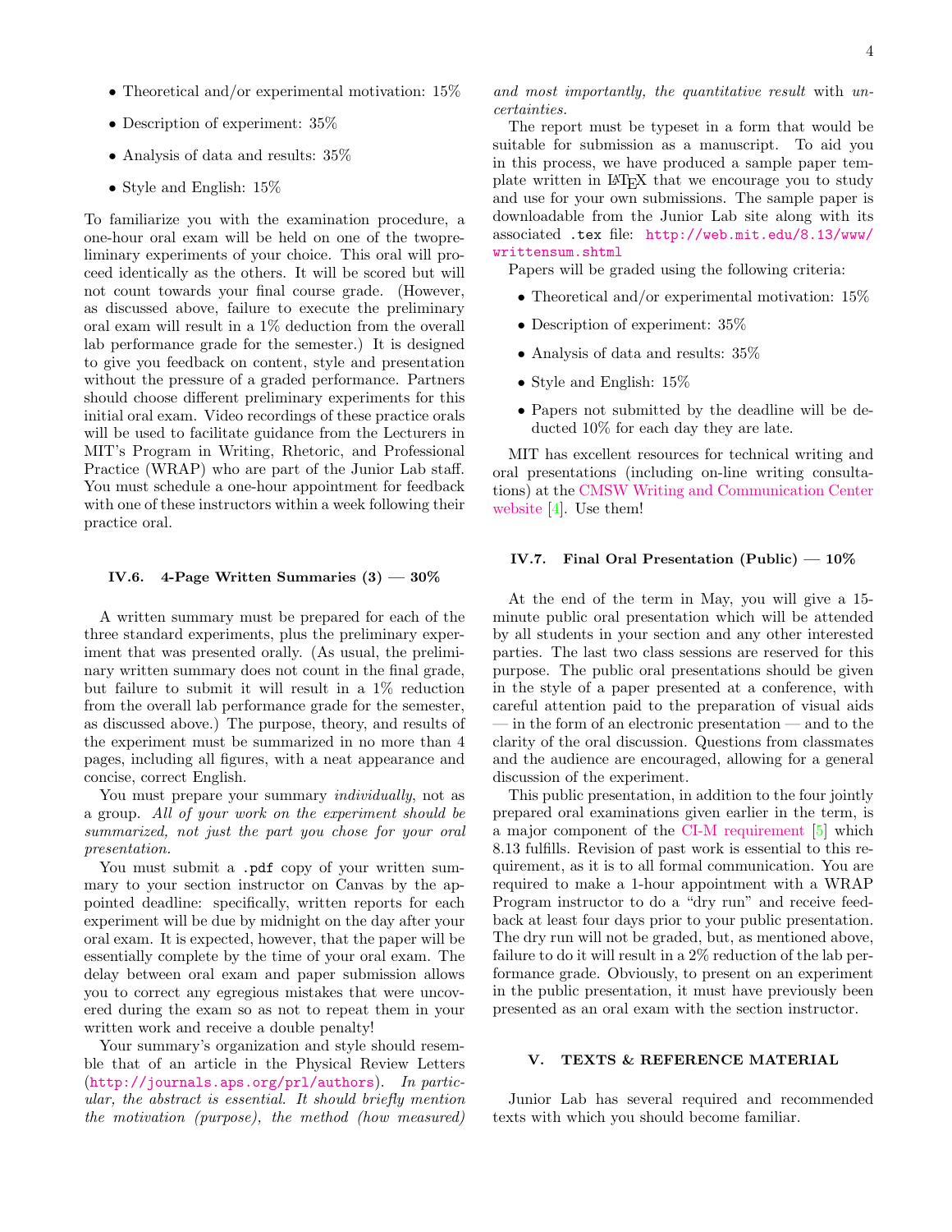- Theoretical and/or experimental motivation: 15%
- Description of experiment: 35%
- Analysis of data and results: 35%
- Style and English: 15%

To familiarize you with the examination procedure, a one-hour oral exam will be held on one of the twopreliminary experiments of your choice. This oral will proceed identically as the others. It will be scored but will not count towards your final course grade. (However, as discussed above, failure to execute the preliminary oral exam will result in a 1% deduction from the overall lab performance grade for the semester.) It is designed to give you feedback on content, style and presentation without the pressure of a graded performance. Partners should choose different preliminary experiments for this initial oral exam. Video recordings of these practice orals will be used to facilitate guidance from the Lecturers in MIT's Program in Writing, Rhetoric, and Professional Practice (WRAP) who are part of the Junior Lab staff. You must schedule a one-hour appointment for feedback with one of these instructors within a week following their practice oral.

### IV.6. 4-Page Written Summaries (3) — 30%

A written summary must be prepared for each of the three standard experiments, plus the preliminary experiment that was presented orally. (As usual, the preliminary written summary does not count in the final grade, but failure to submit it will result in a 1% reduction from the overall lab performance grade for the semester, as discussed above.) The purpose, theory, and results of the experiment must be summarized in no more than 4 pages, including all figures, with a neat appearance and concise, correct English.

You must prepare your summary *individually*, not as a group. *All of your work on the experiment should be summarized, not just the part you chose for your oral presentation.*

You must submit a `.pdf` copy of your written summary to your section instructor on Canvas by the appointed deadline: specifically, written reports for each experiment will be due by midnight on the day after your oral exam. It is expected, however, that the paper will be essentially complete by the time of your oral exam. The delay between oral exam and paper submission allows you to correct any egregious mistakes that were uncovered during the exam so as not to repeat them in your written work and receive a double penalty!

Your summary's organization and style should resemble that of an article in the Physical Review Letters (`http://journals.aps.org/prl/authors`). *In particular, the abstract is essential. It should briefly mention the motivation (purpose), the method (how measured) and most importantly, the quantitative result* with *uncertainties.*

The report must be typeset in a form that would be suitable for submission as a manuscript. To aid you in this process, we have produced a sample paper template written in LaTeX that we encourage you to study and use for your own submissions. The sample paper is downloadable from the Junior Lab site along with its associated `.tex` file: `http://web.mit.edu/8.13/www/writtensum.shtml`

Papers will be graded using the following criteria:

- Theoretical and/or experimental motivation: 15%
- Description of experiment: 35%
- Analysis of data and results: 35%
- Style and English: 15%
- Papers not submitted by the deadline will be deducted 10% for each day they are late.

MIT has excellent resources for technical writing and oral presentations (including on-line writing consultations) at the CMSW Writing and Communication Center website [4]. Use them!

### IV.7. Final Oral Presentation (Public) — 10%

At the end of the term in May, you will give a 15-minute public oral presentation which will be attended by all students in your section and any other interested parties. The last two class sessions are reserved for this purpose. The public oral presentations should be given in the style of a paper presented at a conference, with careful attention paid to the preparation of visual aids — in the form of an electronic presentation — and to the clarity of the oral discussion. Questions from classmates and the audience are encouraged, allowing for a general discussion of the experiment.

This public presentation, in addition to the four jointly prepared oral examinations given earlier in the term, is a major component of the CI-M requirement [5] which 8.13 fulfills. Revision of past work is essential to this requirement, as it is to all formal communication. You are required to make a 1-hour appointment with a WRAP Program instructor to do a "dry run" and receive feedback at least four days prior to your public presentation. The dry run will not be graded, but, as mentioned above, failure to do it will result in a 2% reduction of the lab performance grade. Obviously, to present on an experiment in the public presentation, it must have previously been presented as an oral exam with the section instructor.

## V. TEXTS & REFERENCE MATERIAL

Junior Lab has several required and recommended texts with which you should become familiar.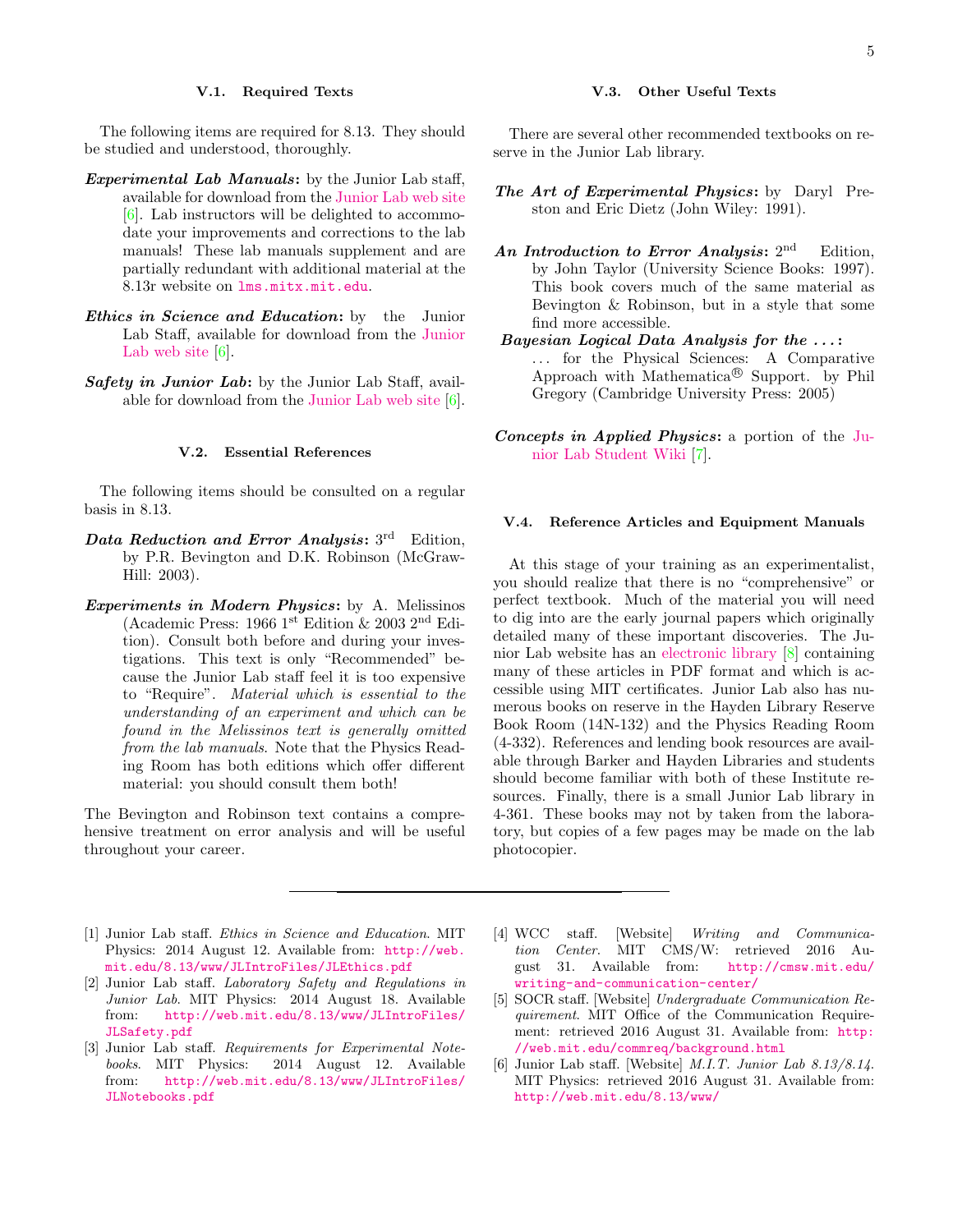### V.1. Required Texts

The following items are required for 8.13. They should be studied and understood, thoroughly.

***Experimental Lab Manuals*:** by the Junior Lab staff, available for download from the Junior Lab web site [6]. Lab instructors will be delighted to accommodate your improvements and corrections to the lab manuals! These lab manuals supplement and are partially redundant with additional material at the 8.13r website on `lms.mitx.mit.edu`.

***Ethics in Science and Education*:** by the Junior Lab Staff, available for download from the Junior Lab web site [6].

***Safety in Junior Lab*:** by the Junior Lab Staff, available for download from the Junior Lab web site [6].

### V.2. Essential References

The following items should be consulted on a regular basis in 8.13.

***Data Reduction and Error Analysis*:** 3rd Edition, by P.R. Bevington and D.K. Robinson (McGraw-Hill: 2003).

***Experiments in Modern Physics*:** by A. Melissinos (Academic Press: 1966 1st Edition & 2003 2nd Edition). Consult both before and during your investigations. This text is only "Recommended" because the Junior Lab staff feel it is too expensive to "Require". *Material which is essential to the understanding of an experiment and which can be found in the Melissinos text is generally omitted from the lab manuals.* Note that the Physics Reading Room has both editions which offer different material: you should consult them both!

The Bevington and Robinson text contains a comprehensive treatment on error analysis and will be useful throughout your career.

### V.3. Other Useful Texts

There are several other recommended textbooks on reserve in the Junior Lab library.

***The Art of Experimental Physics*:** by Daryl Preston and Eric Dietz (John Wiley: 1991).

***An Introduction to Error Analysis*:** 2nd Edition, by John Taylor (University Science Books: 1997). This book covers much of the same material as Bevington & Robinson, but in a style that some find more accessible.

***Bayesian Logical Data Analysis for the ...*:** ... for the Physical Sciences: A Comparative Approach with Mathematica® Support. by Phil Gregory (Cambridge University Press: 2005)

***Concepts in Applied Physics*:** a portion of the Junior Lab Student Wiki [7].

### V.4. Reference Articles and Equipment Manuals

At this stage of your training as an experimentalist, you should realize that there is no "comprehensive" or perfect textbook. Much of the material you will need to dig into are the early journal papers which originally detailed many of these important discoveries. The Junior Lab website has an electronic library [8] containing many of these articles in PDF format and which is accessible using MIT certificates. Junior Lab also has numerous books on reserve in the Hayden Library Reserve Book Room (14N-132) and the Physics Reading Room (4-332). References and lending book resources are available through Barker and Hayden Libraries and students should become familiar with both of these Institute resources. Finally, there is a small Junior Lab library in 4-361. These books may not by taken from the laboratory, but copies of a few pages may be made on the lab photocopier.

---

[1] Junior Lab staff. *Ethics in Science and Education*. MIT Physics: 2014 August 12. Available from: `http://web.mit.edu/8.13/www/JLIntroFiles/JLEthics.pdf`

[2] Junior Lab staff. *Laboratory Safety and Regulations in Junior Lab*. MIT Physics: 2014 August 18. Available from: `http://web.mit.edu/8.13/www/JLIntroFiles/JLSafety.pdf`

[3] Junior Lab staff. *Requirements for Experimental Notebooks*. MIT Physics: 2014 August 12. Available from: `http://web.mit.edu/8.13/www/JLIntroFiles/JLNotebooks.pdf`

[4] WCC staff. [Website] *Writing and Communication Center*. MIT CMS/W: retrieved 2016 August 31. Available from: `http://cmsw.mit.edu/writing-and-communication-center/`

[5] SOCR staff. [Website] *Undergraduate Communication Requirement*. MIT Office of the Communication Requirement: retrieved 2016 August 31. Available from: `http://web.mit.edu/commreq/background.html`

[6] Junior Lab staff. [Website] *M.I.T. Junior Lab 8.13/8.14*. MIT Physics: retrieved 2016 August 31. Available from: `http://web.mit.edu/8.13/www/`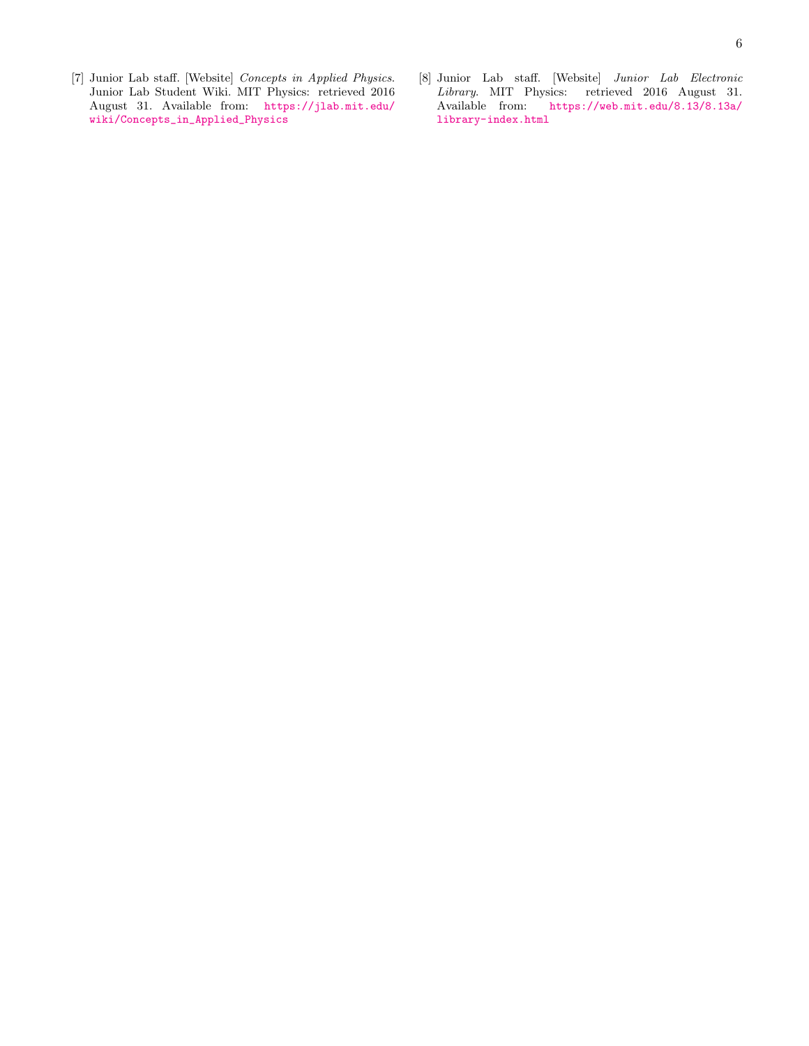[7] Junior Lab staff. [Website] *Concepts in Applied Physics*. Junior Lab Student Wiki. MIT Physics: retrieved 2016 August 31. Available from: https://jlab.mit.edu/wiki/Concepts_in_Applied_Physics

[8] Junior Lab staff. [Website] *Junior Lab Electronic Library*. MIT Physics: retrieved 2016 August 31. Available from: https://web.mit.edu/8.13/8.13a/library-index.html